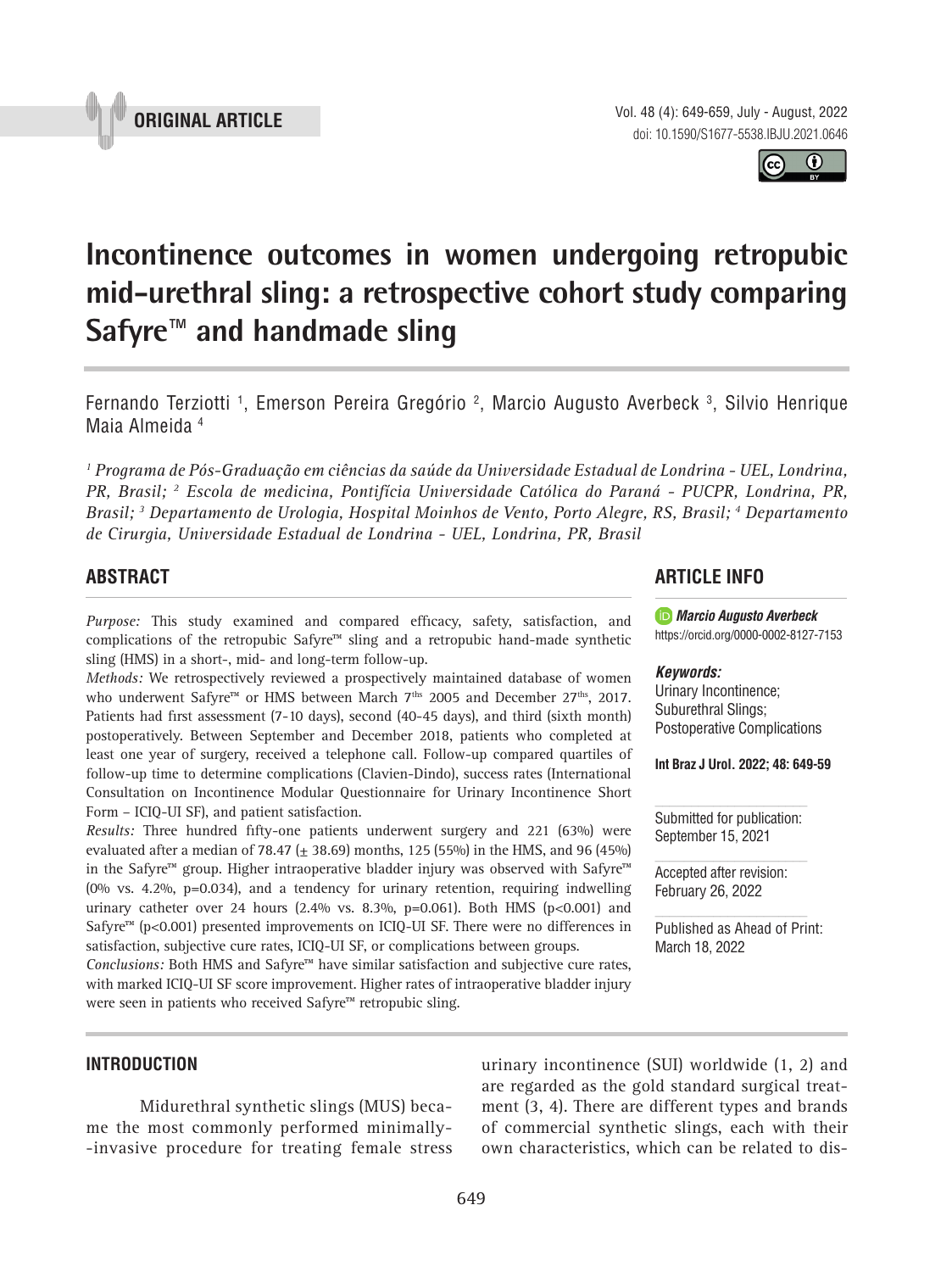ORIGINAL ARTICLE

# Incontinence outcomes in women undergoing retropubic mid-urethral sling: a retrospective cohort study comparing Safyre™ and handmade sling

Fernando Terziotti [1], Emerson Pereira Gregório [2], Marcio Augusto Averbeck [3], Silvio Henrique Maia Almeida [4]

*[1] Programa de Pós-Graduação em ciências da saúde da Universidade Estadual de Londrina - UEL, Londrina, PR, Brasil; [2] Escola de medicina, Pontifícia Universidade Católica do Paraná - PUCPR, Londrina, PR, Brasil; [3] Departamento de Urologia, Hospital Moinhos de Vento, Porto Alegre, RS, Brasil; [4] Departamento de Cirurgia, Universidade Estadual de Londrina - UEL, Londrina, PR, Brasil*

## ABSTRACT

*Purpose:* This study examined and compared efficacy, safety, satisfaction, and complications of the retropubic Safyre™ sling and a retropubic hand-made synthetic sling (HMS) in a short-, mid- and long-term follow-up.

*Methods:* We retrospectively reviewed a prospectively maintained database of women who underwent Safyre™ or HMS between March 7ths 2005 and December 27ths, 2017. Patients had first assessment (7-10 days), second (40-45 days), and third (sixth month) postoperatively. Between September and December 2018, patients who completed at least one year of surgery, received a telephone call. Follow-up compared quartiles of follow-up time to determine complications (Clavien-Dindo), success rates (International Consultation on Incontinence Modular Questionnaire for Urinary Incontinence Short Form – ICIQ-UI SF), and patient satisfaction.

*Results:* Three hundred fifty-one patients underwent surgery and 221 (63%) were evaluated after a median of 78.47 (± 38.69) months, 125 (55%) in the HMS, and 96 (45%) in the Safyre™ group. Higher intraoperative bladder injury was observed with Safyre™ (0% vs. 4.2%, p=0.034), and a tendency for urinary retention, requiring indwelling urinary catheter over 24 hours (2.4% vs. 8.3%, p=0.061). Both HMS (p<0.001) and Safyre™ (p<0.001) presented improvements on ICIQ-UI SF. There were no differences in satisfaction, subjective cure rates, ICIQ-UI SF, or complications between groups.

*Conclusions:* Both HMS and Safyre™ have similar satisfaction and subjective cure rates, with marked ICIQ-UI SF score improvement. Higher rates of intraoperative bladder injury were seen in patients who received Safyre™ retropubic sling.

## ARTICLE INFO

***Marcio Augusto Averbeck***
https://orcid.org/0000-0002-8127-7153

***Keywords:***
Urinary Incontinence; Suburethral Slings; Postoperative Complications

**Int Braz J Urol. 2022; 48: 649-59**

Submitted for publication: September 15, 2021

Accepted after revision: February 26, 2022

Published as Ahead of Print: March 18, 2022

## INTRODUCTION

Midurethral synthetic slings (MUS) became the most commonly performed minimally-invasive procedure for treating female stress urinary incontinence (SUI) worldwide (1, 2) and are regarded as the gold standard surgical treatment (3, 4). There are different types and brands of commercial synthetic slings, each with their own characteristics, which can be related to dis-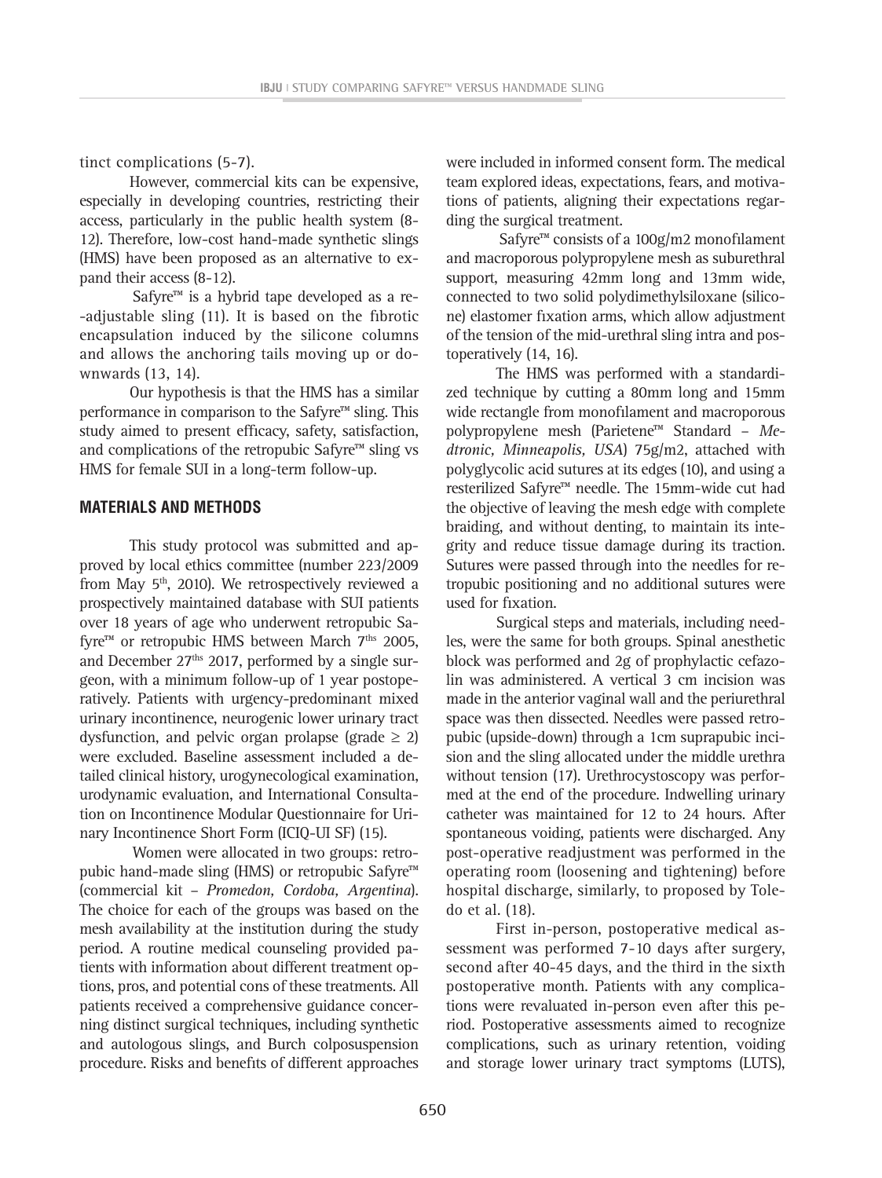tinct complications (5-7).

However, commercial kits can be expensive, especially in developing countries, restricting their access, particularly in the public health system (8-12). Therefore, low-cost hand-made synthetic slings (HMS) have been proposed as an alternative to expand their access (8-12).

Safyre™ is a hybrid tape developed as a re-adjustable sling (11). It is based on the fibrotic encapsulation induced by the silicone columns and allows the anchoring tails moving up or downwards (13, 14).

Our hypothesis is that the HMS has a similar performance in comparison to the Safyre™ sling. This study aimed to present efficacy, safety, satisfaction, and complications of the retropubic Safyre™ sling vs HMS for female SUI in a long-term follow-up.

## MATERIALS AND METHODS

This study protocol was submitted and approved by local ethics committee (number 223/2009 from May 5th, 2010). We retrospectively reviewed a prospectively maintained database with SUI patients over 18 years of age who underwent retropubic Safyre™ or retropubic HMS between March 7ths 2005, and December 27ths 2017, performed by a single surgeon, with a minimum follow-up of 1 year postoperatively. Patients with urgency-predominant mixed urinary incontinence, neurogenic lower urinary tract dysfunction, and pelvic organ prolapse (grade ≥ 2) were excluded. Baseline assessment included a detailed clinical history, urogynecological examination, urodynamic evaluation, and International Consultation on Incontinence Modular Questionnaire for Urinary Incontinence Short Form (ICIQ-UI SF) (15).

Women were allocated in two groups: retropubic hand-made sling (HMS) or retropubic Safyre™ (commercial kit – *Promedon, Cordoba, Argentina*). The choice for each of the groups was based on the mesh availability at the institution during the study period. A routine medical counseling provided patients with information about different treatment options, pros, and potential cons of these treatments. All patients received a comprehensive guidance concerning distinct surgical techniques, including synthetic and autologous slings, and Burch colposuspension procedure. Risks and benefits of different approaches were included in informed consent form. The medical team explored ideas, expectations, fears, and motivations of patients, aligning their expectations regarding the surgical treatment.

Safyre™ consists of a 100g/m2 monofilament and macroporous polypropylene mesh as suburethral support, measuring 42mm long and 13mm wide, connected to two solid polydimethylsiloxane (silicone) elastomer fixation arms, which allow adjustment of the tension of the mid-urethral sling intra and postoperatively (14, 16).

The HMS was performed with a standardized technique by cutting a 80mm long and 15mm wide rectangle from monofilament and macroporous polypropylene mesh (Parietene™ Standard – *Medtronic, Minneapolis, USA*) 75g/m2, attached with polyglycolic acid sutures at its edges (10), and using a resterilized Safyre™ needle. The 15mm-wide cut had the objective of leaving the mesh edge with complete braiding, and without denting, to maintain its integrity and reduce tissue damage during its traction. Sutures were passed through into the needles for retropubic positioning and no additional sutures were used for fixation.

Surgical steps and materials, including needles, were the same for both groups. Spinal anesthetic block was performed and 2g of prophylactic cefazolin was administered. A vertical 3 cm incision was made in the anterior vaginal wall and the periurethral space was then dissected. Needles were passed retropubic (upside-down) through a 1cm suprapubic incision and the sling allocated under the middle urethra without tension (17). Urethrocystoscopy was performed at the end of the procedure. Indwelling urinary catheter was maintained for 12 to 24 hours. After spontaneous voiding, patients were discharged. Any post-operative readjustment was performed in the operating room (loosening and tightening) before hospital discharge, similarly, to proposed by Toledo et al. (18).

First in-person, postoperative medical assessment was performed 7-10 days after surgery, second after 40-45 days, and the third in the sixth postoperative month. Patients with any complications were revaluated in-person even after this period. Postoperative assessments aimed to recognize complications, such as urinary retention, voiding and storage lower urinary tract symptoms (LUTS),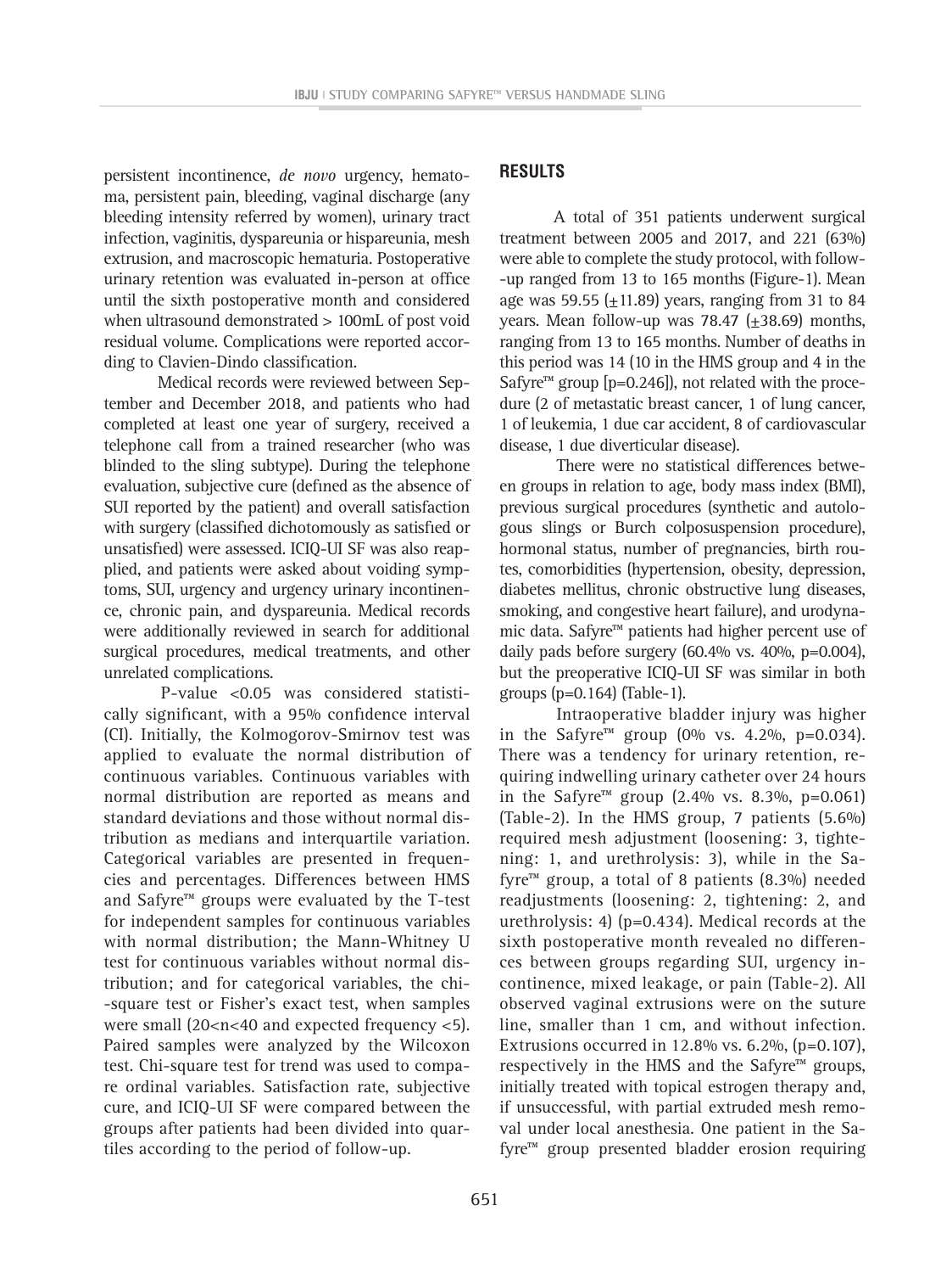persistent incontinence, *de novo* urgency, hematoma, persistent pain, bleeding, vaginal discharge (any bleeding intensity referred by women), urinary tract infection, vaginitis, dyspareunia or hispareunia, mesh extrusion, and macroscopic hematuria. Postoperative urinary retention was evaluated in-person at office until the sixth postoperative month and considered when ultrasound demonstrated > 100mL of post void residual volume. Complications were reported according to Clavien-Dindo classification.

Medical records were reviewed between September and December 2018, and patients who had completed at least one year of surgery, received a telephone call from a trained researcher (who was blinded to the sling subtype). During the telephone evaluation, subjective cure (defined as the absence of SUI reported by the patient) and overall satisfaction with surgery (classified dichotomously as satisfied or unsatisfied) were assessed. ICIQ-UI SF was also reapplied, and patients were asked about voiding symptoms, SUI, urgency and urgency urinary incontinence, chronic pain, and dyspareunia. Medical records were additionally reviewed in search for additional surgical procedures, medical treatments, and other unrelated complications.

P-value <0.05 was considered statistically significant, with a 95% confidence interval (CI). Initially, the Kolmogorov-Smirnov test was applied to evaluate the normal distribution of continuous variables. Continuous variables with normal distribution are reported as means and standard deviations and those without normal distribution as medians and interquartile variation. Categorical variables are presented in frequencies and percentages. Differences between HMS and Safyre™ groups were evaluated by the T-test for independent samples for continuous variables with normal distribution; the Mann-Whitney U test for continuous variables without normal distribution; and for categorical variables, the chi-square test or Fisher's exact test, when samples were small (20<n<40 and expected frequency <5). Paired samples were analyzed by the Wilcoxon test. Chi-square test for trend was used to compare ordinal variables. Satisfaction rate, subjective cure, and ICIQ-UI SF were compared between the groups after patients had been divided into quartiles according to the period of follow-up.

## RESULTS

A total of 351 patients underwent surgical treatment between 2005 and 2017, and 221 (63%) were able to complete the study protocol, with follow-up ranged from 13 to 165 months (Figure-1). Mean age was 59.55 (±11.89) years, ranging from 31 to 84 years. Mean follow-up was 78.47 (±38.69) months, ranging from 13 to 165 months. Number of deaths in this period was 14 (10 in the HMS group and 4 in the Safyre™ group [p=0.246]), not related with the procedure (2 of metastatic breast cancer, 1 of lung cancer, 1 of leukemia, 1 due car accident, 8 of cardiovascular disease, 1 due diverticular disease).

There were no statistical differences between groups in relation to age, body mass index (BMI), previous surgical procedures (synthetic and autologous slings or Burch colposuspension procedure), hormonal status, number of pregnancies, birth routes, comorbidities (hypertension, obesity, depression, diabetes mellitus, chronic obstructive lung diseases, smoking, and congestive heart failure), and urodynamic data. Safyre™ patients had higher percent use of daily pads before surgery (60.4% vs. 40%, p=0.004), but the preoperative ICIQ-UI SF was similar in both groups (p=0.164) (Table-1).

Intraoperative bladder injury was higher in the Safyre™ group (0% vs. 4.2%, p=0.034). There was a tendency for urinary retention, requiring indwelling urinary catheter over 24 hours in the Safyre™ group (2.4% vs. 8.3%, p=0.061) (Table-2). In the HMS group, 7 patients (5.6%) required mesh adjustment (loosening: 3, tightening: 1, and urethrolysis: 3), while in the Safyre™ group, a total of 8 patients (8.3%) needed readjustments (loosening: 2, tightening: 2, and urethrolysis: 4) (p=0.434). Medical records at the sixth postoperative month revealed no differences between groups regarding SUI, urgency incontinence, mixed leakage, or pain (Table-2). All observed vaginal extrusions were on the suture line, smaller than 1 cm, and without infection. Extrusions occurred in 12.8% vs. 6.2%, (p=0.107), respectively in the HMS and the Safyre™ groups, initially treated with topical estrogen therapy and, if unsuccessful, with partial extruded mesh removal under local anesthesia. One patient in the Safyre™ group presented bladder erosion requiring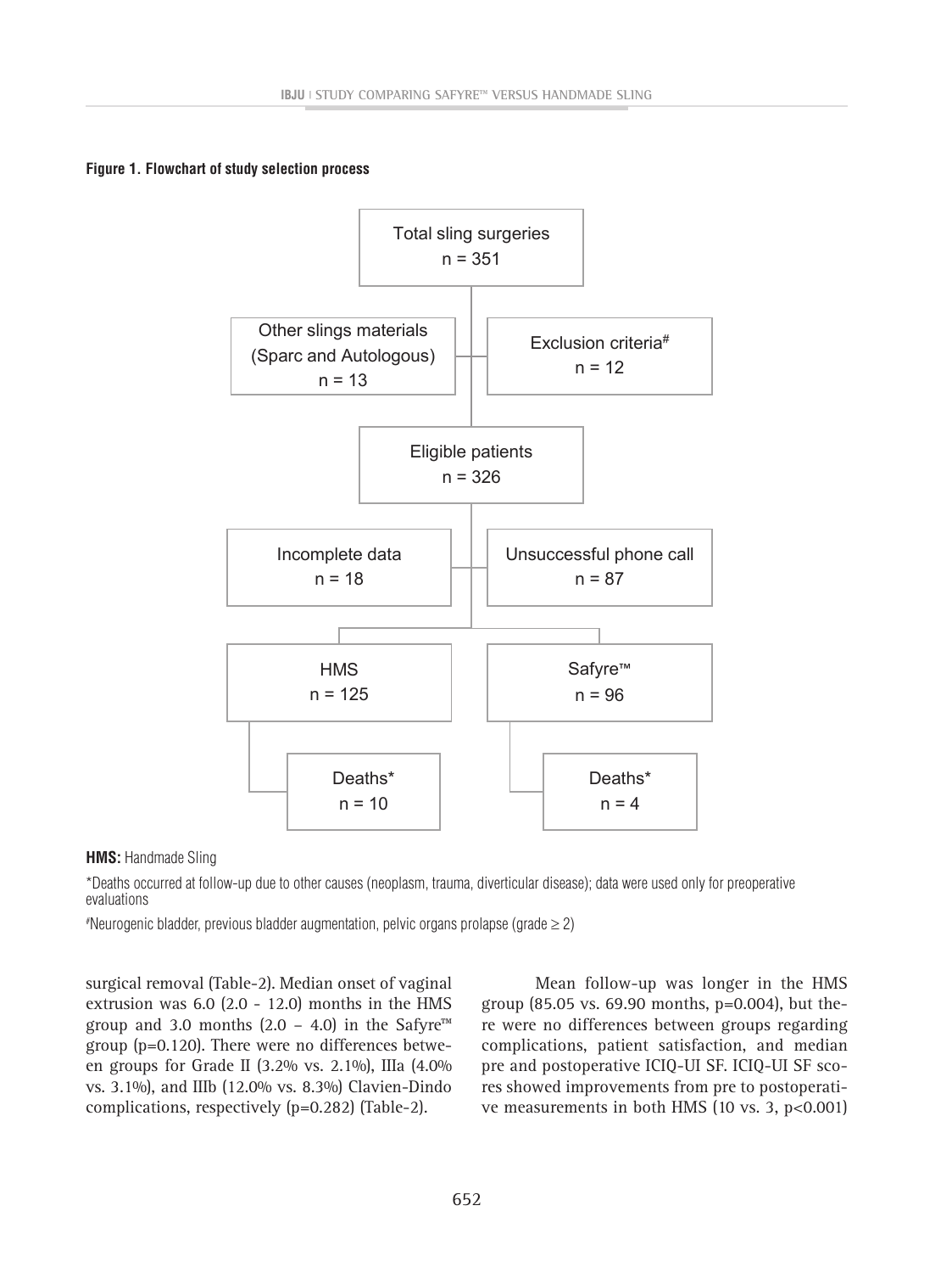**Figure 1. Flowchart of study selection process**

Total sling surgeries
n = 351

Other slings materials (Sparc and Autologous)
n = 13

Exclusion criteria#
n = 12

Eligible patients
n = 326

Incomplete data
n = 18

Unsuccessful phone call
n = 87

HMS
n = 125

Safyre™
n = 96

Deaths*
n = 10

Deaths*
n = 4

**HMS:** Handmade Sling

*Deaths occurred at follow-up due to other causes (neoplasm, trauma, diverticular disease); data were used only for preoperative evaluations

#Neurogenic bladder, previous bladder augmentation, pelvic organs prolapse (grade ≥ 2)

surgical removal (Table-2). Median onset of vaginal extrusion was 6.0 (2.0 - 12.0) months in the HMS group and 3.0 months (2.0 – 4.0) in the Safyre™ group (p=0.120). There were no differences between groups for Grade II (3.2% vs. 2.1%), IIIa (4.0% vs. 3.1%), and IIIb (12.0% vs. 8.3%) Clavien-Dindo complications, respectively (p=0.282) (Table-2).

Mean follow-up was longer in the HMS group (85.05 vs. 69.90 months, p=0.004), but there were no differences between groups regarding complications, patient satisfaction, and median pre and postoperative ICIQ-UI SF. ICIQ-UI SF scores showed improvements from pre to postoperative measurements in both HMS (10 vs. 3, p<0.001)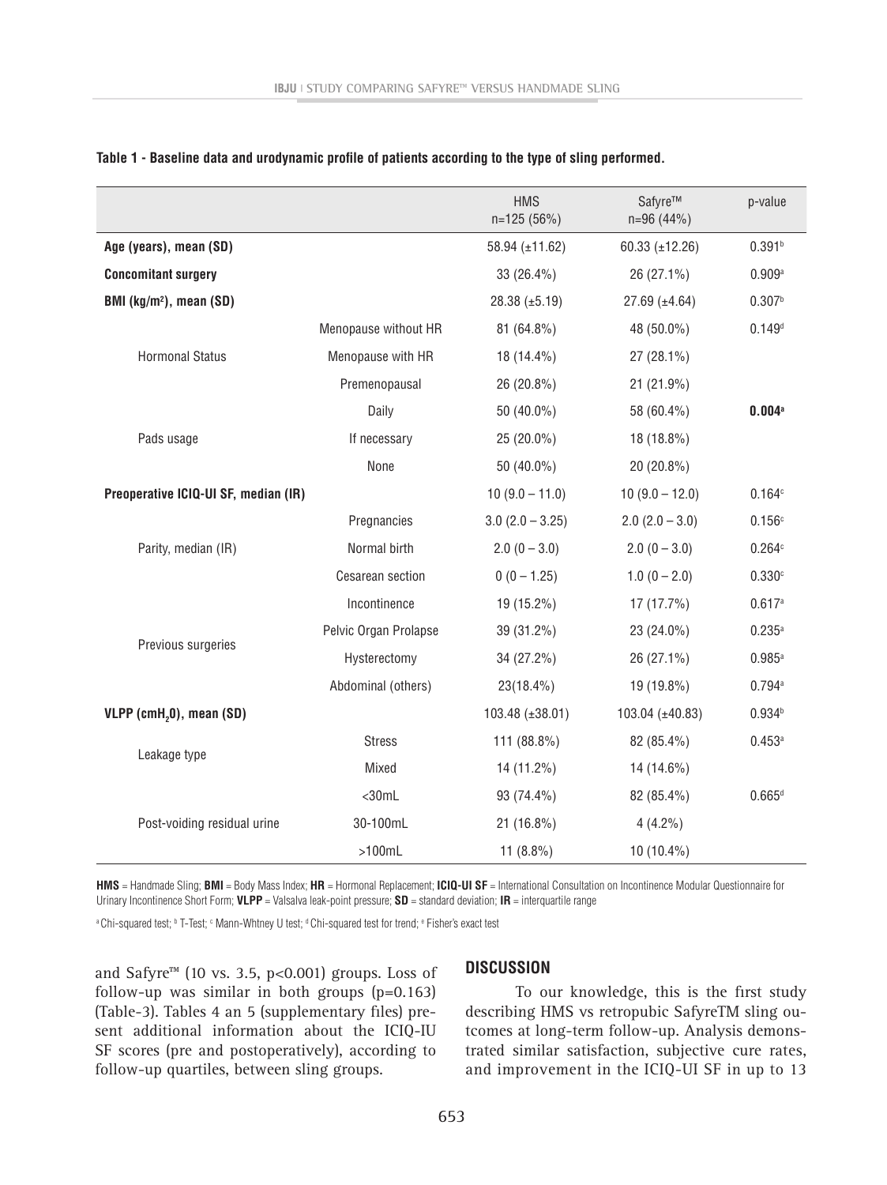**Table 1 - Baseline data and urodynamic profile of patients according to the type of sling performed.**

| | | HMS n=125 (56%) | Safyre™ n=96 (44%) | p-value |
|---|---|---|---|---|
| **Age (years), mean (SD)** | | 58.94 (±11.62) | 60.33 (±12.26) | 0.391[b] |
| **Concomitant surgery** | | 33 (26.4%) | 26 (27.1%) | 0.909[a] |
| **BMI (kg/m²), mean (SD)** | | 28.38 (±5.19) | 27.69 (±4.64) | 0.307[b] |
| Hormonal Status | Menopause without HR | 81 (64.8%) | 48 (50.0%) | 0.149[d] |
| | Menopause with HR | 18 (14.4%) | 27 (28.1%) | |
| | Premenopausal | 26 (20.8%) | 21 (21.9%) | |
| Pads usage | Daily | 50 (40.0%) | 58 (60.4%) | **0.004[a]** |
| | If necessary | 25 (20.0%) | 18 (18.8%) | |
| | None | 50 (40.0%) | 20 (20.8%) | |
| **Preoperative ICIQ-UI SF, median (IR)** | | 10 (9.0 – 11.0) | 10 (9.0 – 12.0) | 0.164[c] |
| Parity, median (IR) | Pregnancies | 3.0 (2.0 – 3.25) | 2.0 (2.0 – 3.0) | 0.156[c] |
| | Normal birth | 2.0 (0 – 3.0) | 2.0 (0 – 3.0) | 0.264[c] |
| | Cesarean section | 0 (0 – 1.25) | 1.0 (0 – 2.0) | 0.330[c] |
| Previous surgeries | Incontinence | 19 (15.2%) | 17 (17.7%) | 0.617[a] |
| | Pelvic Organ Prolapse | 39 (31.2%) | 23 (24.0%) | 0.235[a] |
| | Hysterectomy | 34 (27.2%) | 26 (27.1%) | 0.985[a] |
| | Abdominal (others) | 23(18.4%) | 19 (19.8%) | 0.794[a] |
| **VLPP ($cmH_2O$), mean (SD)** | | 103.48 (±38.01) | 103.04 (±40.83) | 0.934[b] |
| Leakage type | Stress | 111 (88.8%) | 82 (85.4%) | 0.453[a] |
| | Mixed | 14 (11.2%) | 14 (14.6%) | |
| Post-voiding residual urine | <30mL | 93 (74.4%) | 82 (85.4%) | 0.665[d] |
| | 30-100mL | 21 (16.8%) | 4 (4.2%) | |
| | >100mL | 11 (8.8%) | 10 (10.4%) | |

**HMS** = Handmade Sling; **BMI** = Body Mass Index; **HR** = Hormonal Replacement; **ICIQ-UI SF** = International Consultation on Incontinence Modular Questionnaire for Urinary Incontinence Short Form; **VLPP** = Valsalva leak-point pressure; **SD** = standard deviation; **IR** = interquartile range

[a] Chi-squared test; [b] T-Test; [c] Mann-Whtney U test; [d] Chi-squared test for trend; [e] Fisher's exact test

and Safyre™ (10 vs. 3.5, $p<0.001$) groups. Loss of follow-up was similar in both groups ($p=0.163$) (Table-3). Tables 4 an 5 (supplementary files) present additional information about the ICIQ-IU SF scores (pre and postoperatively), according to follow-up quartiles, between sling groups.

## DISCUSSION

To our knowledge, this is the first study describing HMS vs retropubic SafyreTM sling outcomes at long-term follow-up. Analysis demonstrated similar satisfaction, subjective cure rates, and improvement in the ICIQ-UI SF in up to 13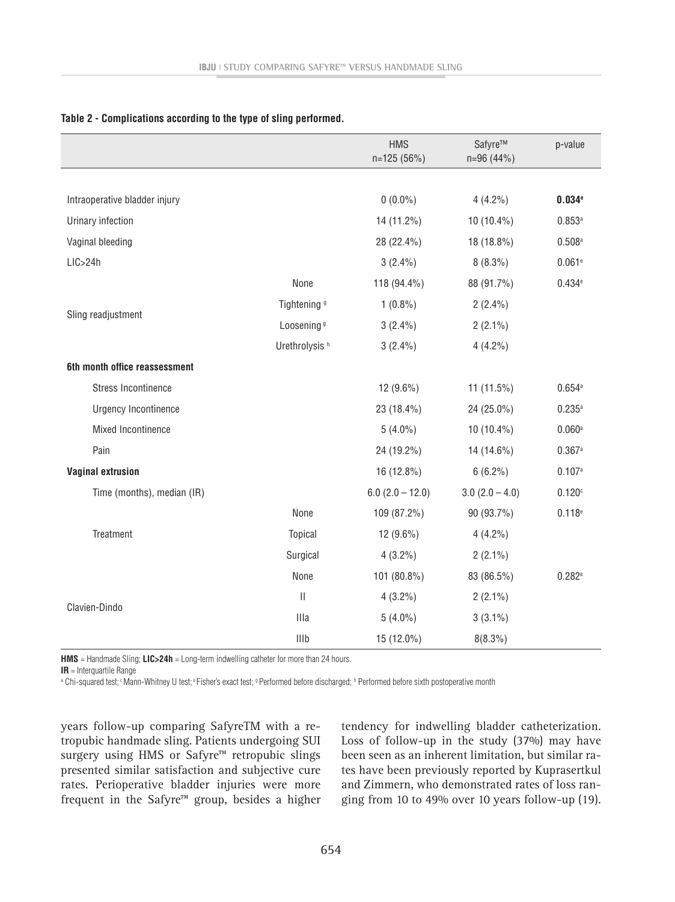**Table 2 - Complications according to the type of sling performed.**

| | | HMS n=125 (56%) | Safyre™ n=96 (44%) | p-value |
|---|---|---|---|---|
| Intraoperative bladder injury | | 0 (0.0%) | 4 (4.2%) | **0.034[e]** |
| Urinary infection | | 14 (11.2%) | 10 (10.4%) | 0.853[a] |
| Vaginal bleeding | | 28 (22.4%) | 18 (18.8%) | 0.508[a] |
| LIC>24h | | 3 (2.4%) | 8 (8.3%) | 0.061[e] |
| Sling readjustment | None | 118 (94.4%) | 88 (91.7%) | 0.434[e] |
| | Tightening [g] | 1 (0.8%) | 2 (2.4%) | |
| | Loosening [g] | 3 (2.4%) | 2 (2.1%) | |
| | Urethrolysis [h] | 3 (2.4%) | 4 (4.2%) | |
| **6th month office reassessment** | | | | |
| Stress Incontinence | | 12 (9.6%) | 11 (11.5%) | 0.654[a] |
| Urgency Incontinence | | 23 (18.4%) | 24 (25.0%) | 0.235[a] |
| Mixed Incontinence | | 5 (4.0%) | 10 (10.4%) | 0.060[a] |
| Pain | | 24 (19.2%) | 14 (14.6%) | 0.367[a] |
| **Vaginal extrusion** | | 16 (12.8%) | 6 (6.2%) | 0.107[a] |
| Time (months), median (IR) | | 6.0 (2.0 – 12.0) | 3.0 (2.0 – 4.0) | 0.120[c] |
| Treatment | None | 109 (87.2%) | 90 (93.7%) | 0.118[e] |
| | Topical | 12 (9.6%) | 4 (4.2%) | |
| | Surgical | 4 (3.2%) | 2 (2.1%) | |
| Clavien-Dindo | None | 101 (80.8%) | 83 (86.5%) | 0.282[e] |
| | II | 4 (3.2%) | 2 (2.1%) | |
| | IIIa | 5 (4.0%) | 3 (3.1%) | |
| | IIIb | 15 (12.0%) | 8(8.3%) | |

**HMS** = Handmade Sling; **LIC>24h** = Long-term indwelling catheter for more than 24 hours.
**IR** = Interquartile Range
[a] Chi-squared test; [c] Mann-Whitney U test; [e] Fisher's exact test; [g] Performed before discharged; [h] Performed before sixth postoperative month

years follow-up comparing SafyreTM with a retropubic handmade sling. Patients undergoing SUI surgery using HMS or Safyre™ retropubic slings presented similar satisfaction and subjective cure rates. Perioperative bladder injuries were more frequent in the Safyre™ group, besides a higher tendency for indwelling bladder catheterization. Loss of follow-up in the study (37%) may have been seen as an inherent limitation, but similar rates have been previously reported by Kuprasertkul and Zimmern, who demonstrated rates of loss ranging from 10 to 49% over 10 years follow-up (19).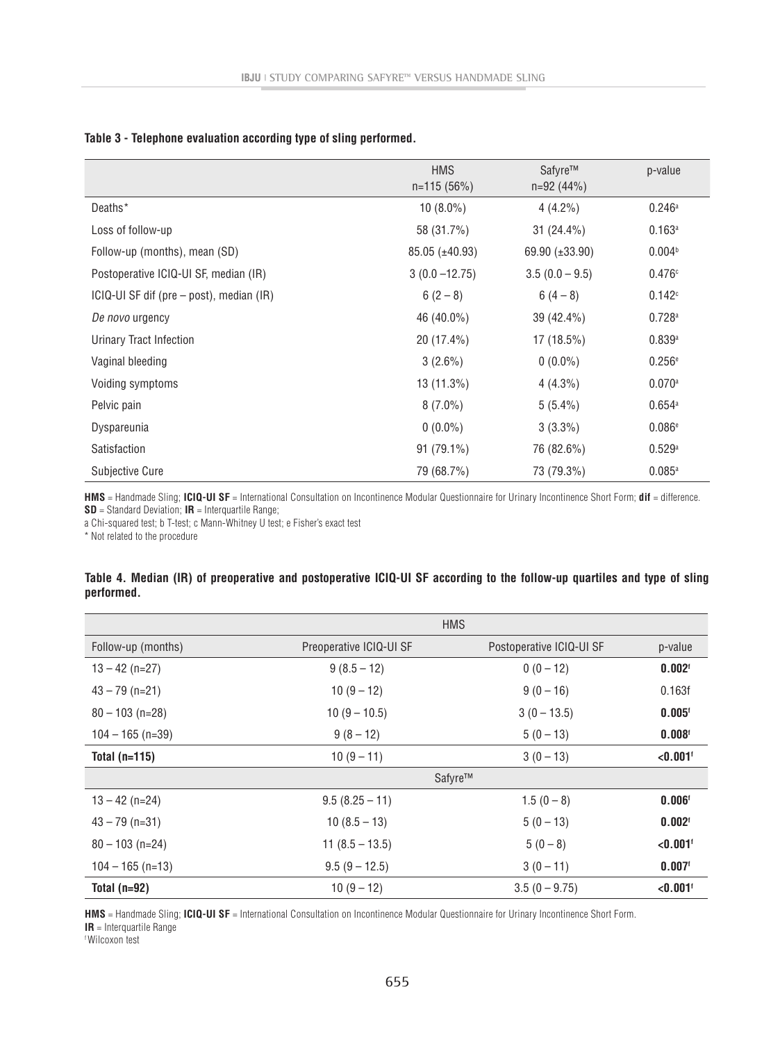**Table 3 - Telephone evaluation according type of sling performed.**

| | HMS n=115 (56%) | Safyre™ n=92 (44%) | p-value |
|---|---|---|---|
| Deaths* | 10 (8.0%) | 4 (4.2%) | 0.246[a] |
| Loss of follow-up | 58 (31.7%) | 31 (24.4%) | 0.163[a] |
| Follow-up (months), mean (SD) | 85.05 (±40.93) | 69.90 (±33.90) | 0.004[b] |
| Postoperative ICIQ-UI SF, median (IR) | 3 (0.0 –12.75) | 3.5 (0.0 – 9.5) | 0.476[c] |
| ICIQ-UI SF dif (pre – post), median (IR) | 6 (2 – 8) | 6 (4 – 8) | 0.142[c] |
| *De novo* urgency | 46 (40.0%) | 39 (42.4%) | 0.728[a] |
| Urinary Tract Infection | 20 (17.4%) | 17 (18.5%) | 0.839[a] |
| Vaginal bleeding | 3 (2.6%) | 0 (0.0%) | 0.256[e] |
| Voiding symptoms | 13 (11.3%) | 4 (4.3%) | 0.070[a] |
| Pelvic pain | 8 (7.0%) | 5 (5.4%) | 0.654[a] |
| Dyspareunia | 0 (0.0%) | 3 (3.3%) | 0.086[e] |
| Satisfaction | 91 (79.1%) | 76 (82.6%) | 0.529[a] |
| Subjective Cure | 79 (68.7%) | 73 (79.3%) | 0.085[a] |

**HMS** = Handmade Sling; **ICIQ-UI SF** = International Consultation on Incontinence Modular Questionnaire for Urinary Incontinence Short Form; **dif** = difference. **SD** = Standard Deviation; **IR** = Interquartile Range;
a Chi-squared test; b T-test; c Mann-Whitney U test; e Fisher's exact test
* Not related to the procedure

**Table 4. Median (IR) of preoperative and postoperative ICIQ-UI SF according to the follow-up quartiles and type of sling performed.**

| | HMS | | |
|---|---|---|---|
| Follow-up (months) | Preoperative ICIQ-UI SF | Postoperative ICIQ-UI SF | p-value |
| 13 – 42 (n=27) | 9 (8.5 – 12) | 0 (0 – 12) | **0.002[f]** |
| 43 – 79 (n=21) | 10 (9 – 12) | 9 (0 – 16) | 0.163f |
| 80 – 103 (n=28) | 10 (9 – 10.5) | 3 (0 – 13.5) | **0.005[f]** |
| 104 – 165 (n=39) | 9 (8 – 12) | 5 (0 – 13) | **0.008[f]** |
| **Total (n=115)** | 10 (9 – 11) | 3 (0 – 13) | **<0.001[f]** |
| | Safyre™ | | |
| 13 – 42 (n=24) | 9.5 (8.25 – 11) | 1.5 (0 – 8) | **0.006[f]** |
| 43 – 79 (n=31) | 10 (8.5 – 13) | 5 (0 – 13) | **0.002[f]** |
| 80 – 103 (n=24) | 11 (8.5 – 13.5) | 5 (0 – 8) | **<0.001[f]** |
| 104 – 165 (n=13) | 9.5 (9 – 12.5) | 3 (0 – 11) | **0.007[f]** |
| **Total (n=92)** | 10 (9 – 12) | 3.5 (0 – 9.75) | **<0.001[f]** |

**HMS** = Handmade Sling; **ICIQ-UI SF** = International Consultation on Incontinence Modular Questionnaire for Urinary Incontinence Short Form.
**IR** = Interquartile Range
[f] Wilcoxon test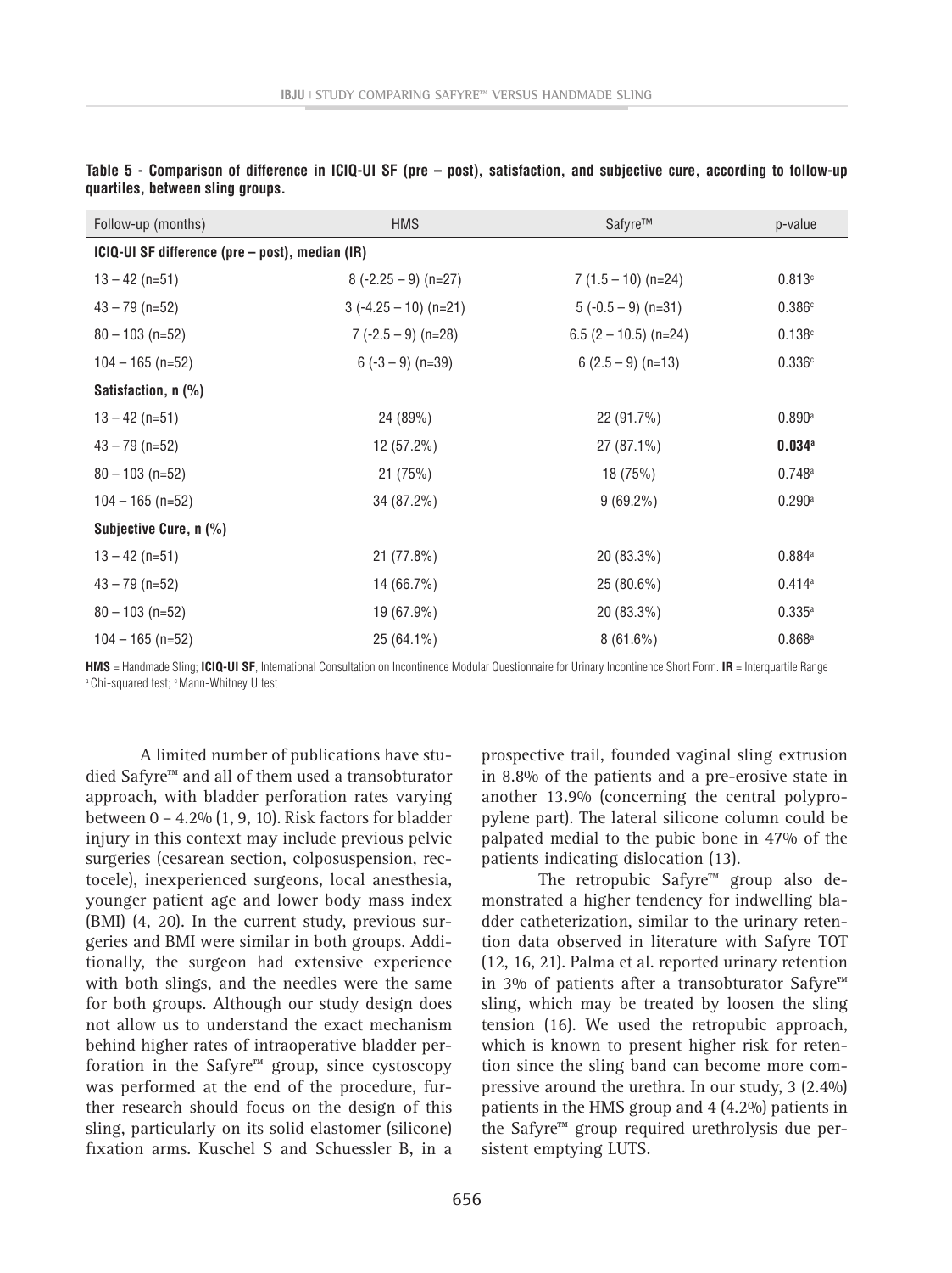**Table 5 - Comparison of difference in ICIQ-UI SF (pre – post), satisfaction, and subjective cure, according to follow-up quartiles, between sling groups.**

| Follow-up (months) | HMS | Safyre™ | p-value |
|---|---|---|---|
| **ICIQ-UI SF difference (pre – post), median (IR)** | | | |
| 13 – 42 (n=51) | 8 (-2.25 – 9) (n=27) | 7 (1.5 – 10) (n=24) | 0.813[c] |
| 43 – 79 (n=52) | 3 (-4.25 – 10) (n=21) | 5 (-0.5 – 9) (n=31) | 0.386[c] |
| 80 – 103 (n=52) | 7 (-2.5 – 9) (n=28) | 6.5 (2 – 10.5) (n=24) | 0.138[c] |
| 104 – 165 (n=52) | 6 (-3 – 9) (n=39) | 6 (2.5 – 9) (n=13) | 0.336[c] |
| **Satisfaction, n (%)** | | | |
| 13 – 42 (n=51) | 24 (89%) | 22 (91.7%) | 0.890[a] |
| 43 – 79 (n=52) | 12 (57.2%) | 27 (87.1%) | **0.034**[a] |
| 80 – 103 (n=52) | 21 (75%) | 18 (75%) | 0.748[a] |
| 104 – 165 (n=52) | 34 (87.2%) | 9 (69.2%) | 0.290[a] |
| **Subjective Cure, n (%)** | | | |
| 13 – 42 (n=51) | 21 (77.8%) | 20 (83.3%) | 0.884[a] |
| 43 – 79 (n=52) | 14 (66.7%) | 25 (80.6%) | 0.414[a] |
| 80 – 103 (n=52) | 19 (67.9%) | 20 (83.3%) | 0.335[a] |
| 104 – 165 (n=52) | 25 (64.1%) | 8 (61.6%) | 0.868[a] |

**HMS** = Handmade Sling; **ICIQ-UI SF**, International Consultation on Incontinence Modular Questionnaire for Urinary Incontinence Short Form. **IR** = Interquartile Range
[a] Chi-squared test; [c] Mann-Whitney U test

A limited number of publications have studied Safyre™ and all of them used a transobturator approach, with bladder perforation rates varying between 0 – 4.2% (1, 9, 10). Risk factors for bladder injury in this context may include previous pelvic surgeries (cesarean section, colposuspension, rectocele), inexperienced surgeons, local anesthesia, younger patient age and lower body mass index (BMI) (4, 20). In the current study, previous surgeries and BMI were similar in both groups. Additionally, the surgeon had extensive experience with both slings, and the needles were the same for both groups. Although our study design does not allow us to understand the exact mechanism behind higher rates of intraoperative bladder perforation in the Safyre™ group, since cystoscopy was performed at the end of the procedure, further research should focus on the design of this sling, particularly on its solid elastomer (silicone) fixation arms. Kuschel S and Schuessler B, in a prospective trail, founded vaginal sling extrusion in 8.8% of the patients and a pre-erosive state in another 13.9% (concerning the central polypropylene part). The lateral silicone column could be palpated medial to the pubic bone in 47% of the patients indicating dislocation (13).

The retropubic Safyre™ group also demonstrated a higher tendency for indwelling bladder catheterization, similar to the urinary retention data observed in literature with Safyre TOT (12, 16, 21). Palma et al. reported urinary retention in 3% of patients after a transobturator Safyre™ sling, which may be treated by loosen the sling tension (16). We used the retropubic approach, which is known to present higher risk for retention since the sling band can become more compressive around the urethra. In our study, 3 (2.4%) patients in the HMS group and 4 (4.2%) patients in the Safyre™ group required urethrolysis due persistent emptying LUTS.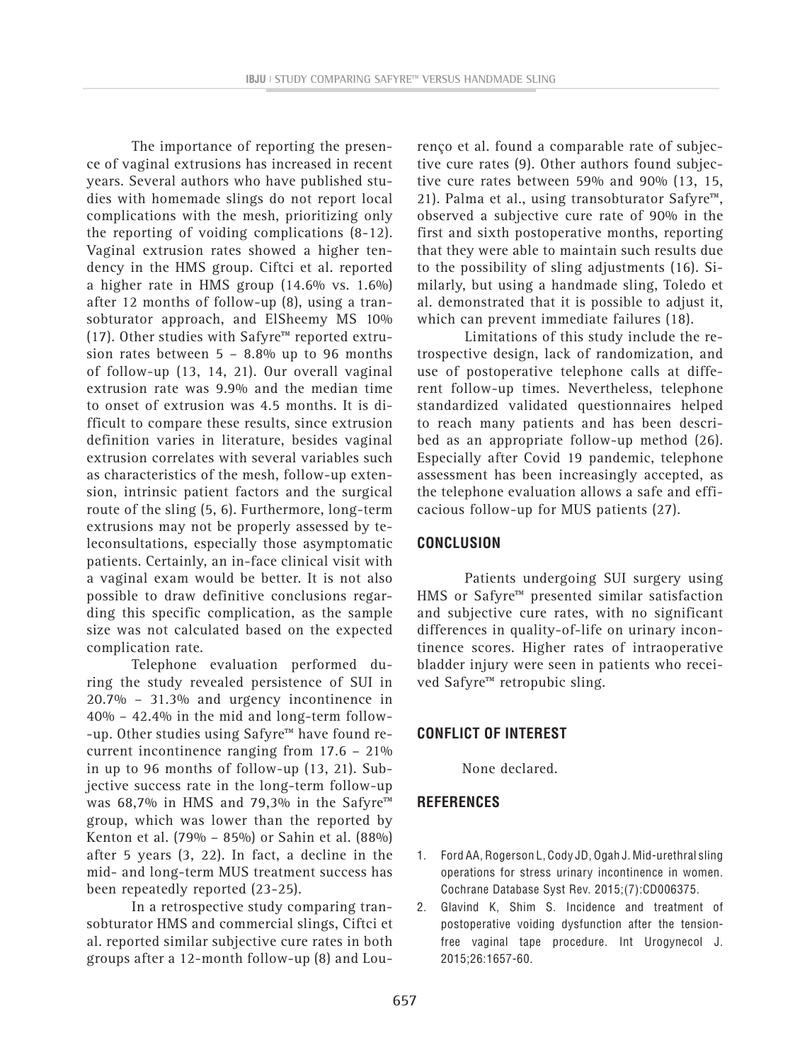The importance of reporting the presence of vaginal extrusions has increased in recent years. Several authors who have published studies with homemade slings do not report local complications with the mesh, prioritizing only the reporting of voiding complications (8-12). Vaginal extrusion rates showed a higher tendency in the HMS group. Ciftci et al. reported a higher rate in HMS group (14.6% vs. 1.6%) after 12 months of follow-up (8), using a transobturator approach, and ElSheemy MS 10% (17). Other studies with Safyre™ reported extrusion rates between 5 – 8.8% up to 96 months of follow-up (13, 14, 21). Our overall vaginal extrusion rate was 9.9% and the median time to onset of extrusion was 4.5 months. It is difficult to compare these results, since extrusion definition varies in literature, besides vaginal extrusion correlates with several variables such as characteristics of the mesh, follow-up extension, intrinsic patient factors and the surgical route of the sling (5, 6). Furthermore, long-term extrusions may not be properly assessed by teleconsultations, especially those asymptomatic patients. Certainly, an in-face clinical visit with a vaginal exam would be better. It is not also possible to draw definitive conclusions regarding this specific complication, as the sample size was not calculated based on the expected complication rate.

Telephone evaluation performed during the study revealed persistence of SUI in 20.7% – 31.3% and urgency incontinence in 40% – 42.4% in the mid and long-term follow-up. Other studies using Safyre™ have found recurrent incontinence ranging from 17.6 – 21% in up to 96 months of follow-up (13, 21). Subjective success rate in the long-term follow-up was 68,7% in HMS and 79,3% in the Safyre™ group, which was lower than the reported by Kenton et al. (79% – 85%) or Sahin et al. (88%) after 5 years (3, 22). In fact, a decline in the mid- and long-term MUS treatment success has been repeatedly reported (23-25).

In a retrospective study comparing transobturator HMS and commercial slings, Ciftci et al. reported similar subjective cure rates in both groups after a 12-month follow-up (8) and Lourenço et al. found a comparable rate of subjective cure rates (9). Other authors found subjective cure rates between 59% and 90% (13, 15, 21). Palma et al., using transobturator Safyre™, observed a subjective cure rate of 90% in the first and sixth postoperative months, reporting that they were able to maintain such results due to the possibility of sling adjustments (16). Similarly, but using a handmade sling, Toledo et al. demonstrated that it is possible to adjust it, which can prevent immediate failures (18).

Limitations of this study include the retrospective design, lack of randomization, and use of postoperative telephone calls at different follow-up times. Nevertheless, telephone standardized validated questionnaires helped to reach many patients and has been described as an appropriate follow-up method (26). Especially after Covid 19 pandemic, telephone assessment has been increasingly accepted, as the telephone evaluation allows a safe and efficacious follow-up for MUS patients (27).

## CONCLUSION

Patients undergoing SUI surgery using HMS or Safyre™ presented similar satisfaction and subjective cure rates, with no significant differences in quality-of-life on urinary incontinence scores. Higher rates of intraoperative bladder injury were seen in patients who received Safyre™ retropubic sling.

## CONFLICT OF INTEREST

None declared.

## REFERENCES

1. Ford AA, Rogerson L, Cody JD, Ogah J. Mid-urethral sling operations for stress urinary incontinence in women. Cochrane Database Syst Rev. 2015;(7):CD006375.
2. Glavind K, Shim S. Incidence and treatment of postoperative voiding dysfunction after the tension-free vaginal tape procedure. Int Urogynecol J. 2015;26:1657-60.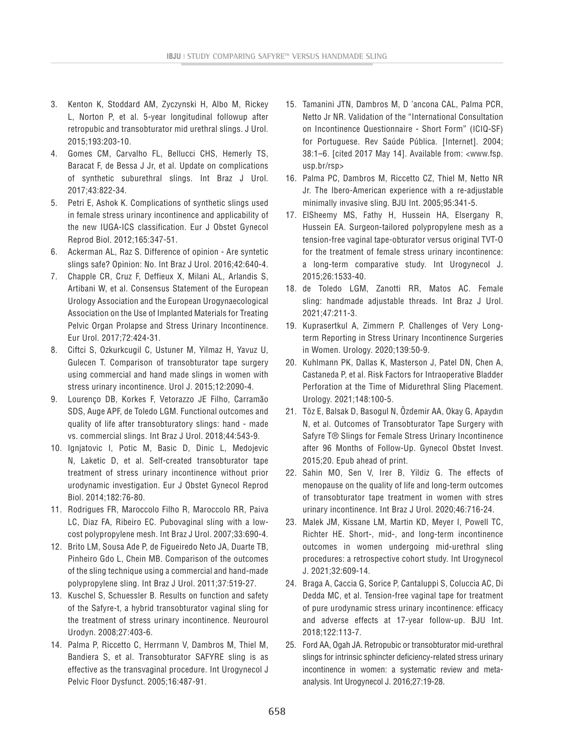3. Kenton K, Stoddard AM, Zyczynski H, Albo M, Rickey L, Norton P, et al. 5-year longitudinal followup after retropubic and transobturator mid urethral slings. J Urol. 2015;193:203-10.
4. Gomes CM, Carvalho FL, Bellucci CHS, Hemerly TS, Baracat F, de Bessa J Jr, et al. Update on complications of synthetic suburethral slings. Int Braz J Urol. 2017;43:822-34.
5. Petri E, Ashok K. Complications of synthetic slings used in female stress urinary incontinence and applicability of the new IUGA-ICS classification. Eur J Obstet Gynecol Reprod Biol. 2012;165:347-51.
6. Ackerman AL, Raz S. Difference of opinion - Are syntetic slings safe? Opinion: No. Int Braz J Urol. 2016;42:640-4.
7. Chapple CR, Cruz F, Deffieux X, Milani AL, Arlandis S, Artibani W, et al. Consensus Statement of the European Urology Association and the European Urogynaecological Association on the Use of Implanted Materials for Treating Pelvic Organ Prolapse and Stress Urinary Incontinence. Eur Urol. 2017;72:424-31.
8. Ciftci S, Ozkurkcugil C, Ustuner M, Yilmaz H, Yavuz U, Gulecen T. Comparison of transobturator tape surgery using commercial and hand made slings in women with stress urinary incontinence. Urol J. 2015;12:2090-4.
9. Lourenço DB, Korkes F, Vetorazzo JE Filho, Carramão SDS, Auge APF, de Toledo LGM. Functional outcomes and quality of life after transobturatory slings: hand - made vs. commercial slings. Int Braz J Urol. 2018;44:543-9.
10. Ignjatovic I, Potic M, Basic D, Dinic L, Medojevic N, Laketic D, et al. Self-created transobturator tape treatment of stress urinary incontinence without prior urodynamic investigation. Eur J Obstet Gynecol Reprod Biol. 2014;182:76-80.
11. Rodrigues FR, Maroccolo Filho R, Maroccolo RR, Paiva LC, Diaz FA, Ribeiro EC. Pubovaginal sling with a low-cost polypropylene mesh. Int Braz J Urol. 2007;33:690-4.
12. Brito LM, Sousa Ade P, de Figueiredo Neto JA, Duarte TB, Pinheiro Gdo L, Chein MB. Comparison of the outcomes of the sling technique using a commercial and hand-made polypropylene sling. Int Braz J Urol. 2011;37:519-27.
13. Kuschel S, Schuessler B. Results on function and safety of the Safyre-t, a hybrid transobturator vaginal sling for the treatment of stress urinary incontinence. Neurourol Urodyn. 2008;27:403-6.
14. Palma P, Riccetto C, Herrmann V, Dambros M, Thiel M, Bandiera S, et al. Transobturator SAFYRE sling is as effective as the transvaginal procedure. Int Urogynecol J Pelvic Floor Dysfunct. 2005;16:487-91.
15. Tamanini JTN, Dambros M, D 'ancona CAL, Palma PCR, Netto Jr NR. Validation of the "International Consultation on Incontinence Questionnaire - Short Form" (ICIQ-SF) for Portuguese. Rev Saúde Pública. [Internet]. 2004; 38:1–6. [cited 2017 May 14]. Available from: <www.fsp.usp.br/rsp>
16. Palma PC, Dambros M, Riccetto CZ, Thiel M, Netto NR Jr. The Ibero-American experience with a re-adjustable minimally invasive sling. BJU Int. 2005;95:341-5.
17. ElSheemy MS, Fathy H, Hussein HA, Elsergany R, Hussein EA. Surgeon-tailored polypropylene mesh as a tension-free vaginal tape-obturator versus original TVT-O for the treatment of female stress urinary incontinence: a long-term comparative study. Int Urogynecol J. 2015;26:1533-40.
18. de Toledo LGM, Zanotti RR, Matos AC. Female sling: handmade adjustable threads. Int Braz J Urol. 2021;47:211-3.
19. Kuprasertkul A, Zimmern P. Challenges of Very Long-term Reporting in Stress Urinary Incontinence Surgeries in Women. Urology. 2020;139:50-9.
20. Kuhlmann PK, Dallas K, Masterson J, Patel DN, Chen A, Castaneda P, et al. Risk Factors for Intraoperative Bladder Perforation at the Time of Midurethral Sling Placement. Urology. 2021;148:100-5.
21. Töz E, Balsak D, Basogul N, Özdemir AA, Okay G, Apaydın N, et al. Outcomes of Transobturator Tape Surgery with Safyre T® Slings for Female Stress Urinary Incontinence after 96 Months of Follow-Up. Gynecol Obstet Invest. 2015;20. Epub ahead of print.
22. Sahin MO, Sen V, Irer B, Yildiz G. The effects of menopause on the quality of life and long-term outcomes of transobturator tape treatment in women with stres urinary incontinence. Int Braz J Urol. 2020;46:716-24.
23. Malek JM, Kissane LM, Martin KD, Meyer I, Powell TC, Richter HE. Short-, mid-, and long-term incontinence outcomes in women undergoing mid-urethral sling procedures: a retrospective cohort study. Int Urogynecol J. 2021;32:609-14.
24. Braga A, Caccia G, Sorice P, Cantaluppi S, Coluccia AC, Di Dedda MC, et al. Tension-free vaginal tape for treatment of pure urodynamic stress urinary incontinence: efficacy and adverse effects at 17-year follow-up. BJU Int. 2018;122:113-7.
25. Ford AA, Ogah JA. Retropubic or transobturator mid-urethral slings for intrinsic sphincter deficiency-related stress urinary incontinence in women: a systematic review and meta-analysis. Int Urogynecol J. 2016;27:19-28.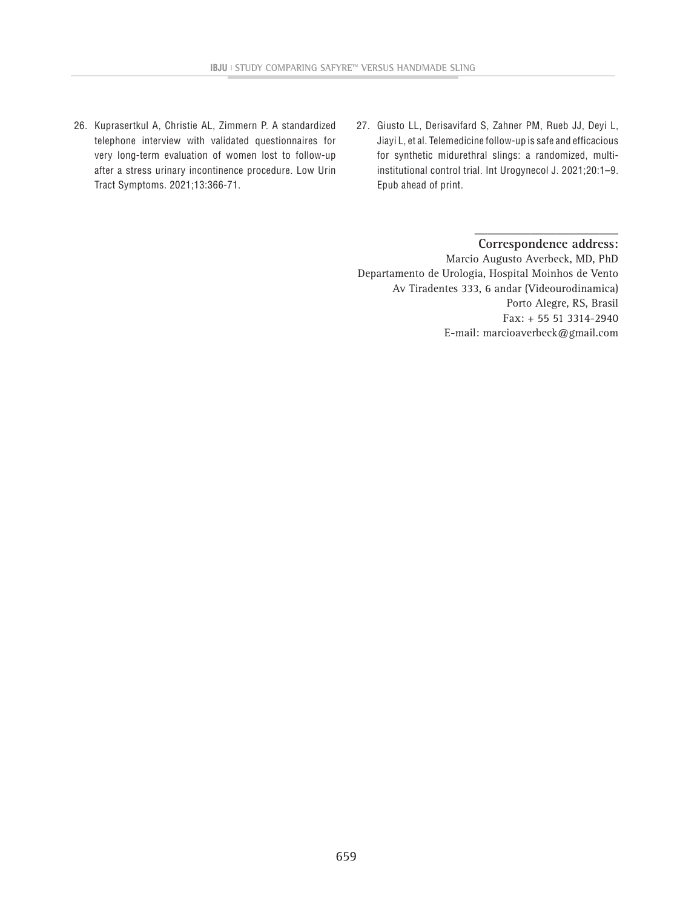26. Kuprasertkul A, Christie AL, Zimmern P. A standardized telephone interview with validated questionnaires for very long-term evaluation of women lost to follow-up after a stress urinary incontinence procedure. Low Urin Tract Symptoms. 2021;13:366-71.
27. Giusto LL, Derisavifard S, Zahner PM, Rueb JJ, Deyi L, Jiayi L, et al. Telemedicine follow-up is safe and efficacious for synthetic midurethral slings: a randomized, multi-institutional control trial. Int Urogynecol J. 2021;20:1–9. Epub ahead of print.

---

**Correspondence address:**
Marcio Augusto Averbeck, MD, PhD
Departamento de Urologia, Hospital Moinhos de Vento
Av Tiradentes 333, 6 andar (Videourodinamica)
Porto Alegre, RS, Brasil
Fax: + 55 51 3314-2940
E-mail: marcioaverbeck@gmail.com